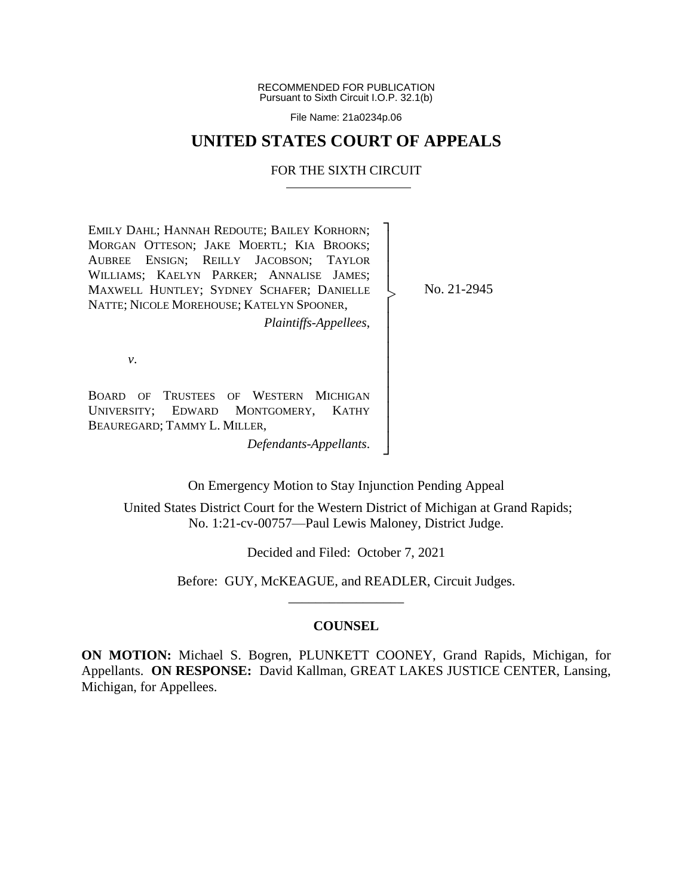RECOMMENDED FOR PUBLICATION
Pursuant to Sixth Circuit I.O.P. 32.1(b)

File Name: 21a0234p.06

# UNITED STATES COURT OF APPEALS

## FOR THE SIXTH CIRCUIT

EMILY DAHL; HANNAH REDOUTE; BAILEY KORHORN; MORGAN OTTESON; JAKE MOERTL; KIA BROOKS; AUBREE ENSIGN; REILLY JACOBSON; TAYLOR WILLIAMS; KAELYN PARKER; ANNALISE JAMES; MAXWELL HUNTLEY; SYDNEY SCHAFER; DANIELLE NATTE; NICOLE MOREHOUSE; KATELYN SPOONER,

*Plaintiffs-Appellees*,

*v*.

BOARD OF TRUSTEES OF WESTERN MICHIGAN UNIVERSITY; EDWARD MONTGOMERY, KATHY BEAUREGARD; TAMMY L. MILLER,

*Defendants-Appellants*.

No. 21-2945

On Emergency Motion to Stay Injunction Pending Appeal

United States District Court for the Western District of Michigan at Grand Rapids;
No. 1:21-cv-00757—Paul Lewis Maloney, District Judge.

Decided and Filed: October 7, 2021

Before: GUY, McKEAGUE, and READLER, Circuit Judges.

---

### COUNSEL

**ON MOTION:** Michael S. Bogren, PLUNKETT COONEY, Grand Rapids, Michigan, for Appellants. **ON RESPONSE:** David Kallman, GREAT LAKES JUSTICE CENTER, Lansing, Michigan, for Appellees.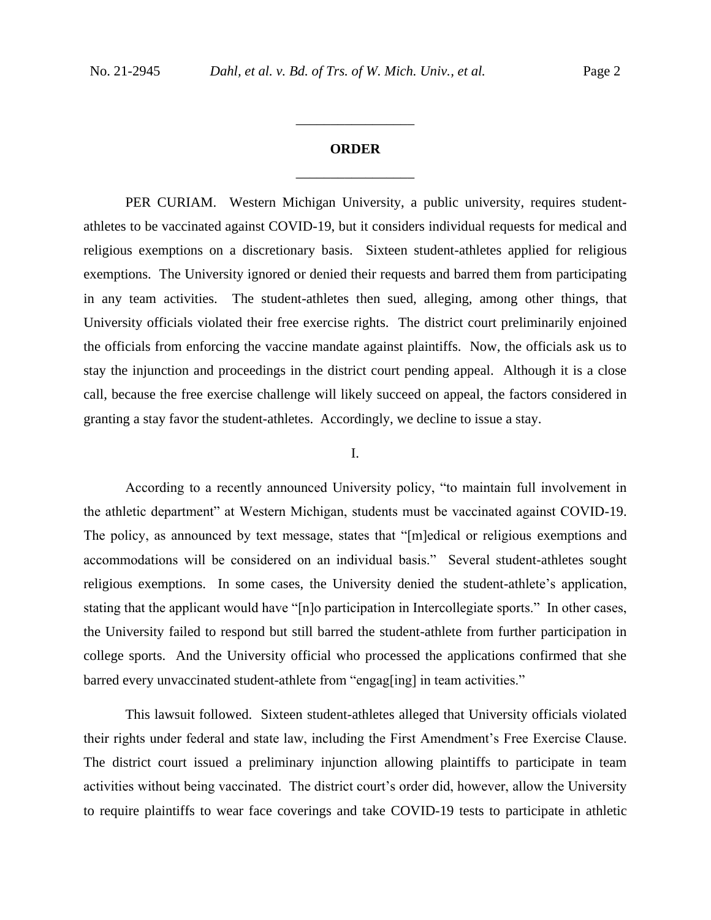## ORDER

PER CURIAM. Western Michigan University, a public university, requires student-athletes to be vaccinated against COVID-19, but it considers individual requests for medical and religious exemptions on a discretionary basis. Sixteen student-athletes applied for religious exemptions. The University ignored or denied their requests and barred them from participating in any team activities. The student-athletes then sued, alleging, among other things, that University officials violated their free exercise rights. The district court preliminarily enjoined the officials from enforcing the vaccine mandate against plaintiffs. Now, the officials ask us to stay the injunction and proceedings in the district court pending appeal. Although it is a close call, because the free exercise challenge will likely succeed on appeal, the factors considered in granting a stay favor the student-athletes. Accordingly, we decline to issue a stay.

### I.

According to a recently announced University policy, "to maintain full involvement in the athletic department" at Western Michigan, students must be vaccinated against COVID-19. The policy, as announced by text message, states that "[m]edical or religious exemptions and accommodations will be considered on an individual basis." Several student-athletes sought religious exemptions. In some cases, the University denied the student-athlete's application, stating that the applicant would have "[n]o participation in Intercollegiate sports." In other cases, the University failed to respond but still barred the student-athlete from further participation in college sports. And the University official who processed the applications confirmed that she barred every unvaccinated student-athlete from "engag[ing] in team activities."

This lawsuit followed. Sixteen student-athletes alleged that University officials violated their rights under federal and state law, including the First Amendment's Free Exercise Clause. The district court issued a preliminary injunction allowing plaintiffs to participate in team activities without being vaccinated. The district court's order did, however, allow the University to require plaintiffs to wear face coverings and take COVID-19 tests to participate in athletic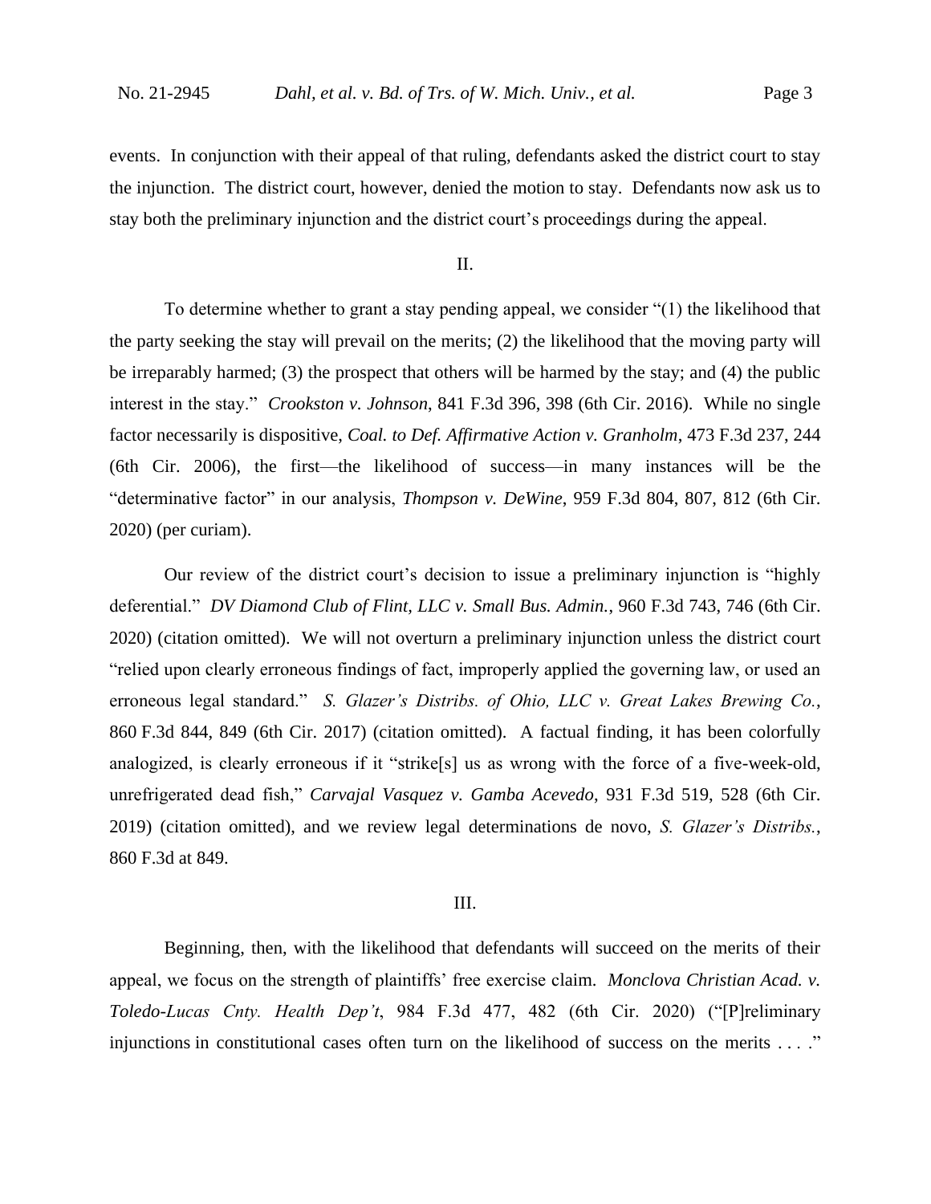events. In conjunction with their appeal of that ruling, defendants asked the district court to stay the injunction. The district court, however, denied the motion to stay. Defendants now ask us to stay both the preliminary injunction and the district court's proceedings during the appeal.

## II.

To determine whether to grant a stay pending appeal, we consider "(1) the likelihood that the party seeking the stay will prevail on the merits; (2) the likelihood that the moving party will be irreparably harmed; (3) the prospect that others will be harmed by the stay; and (4) the public interest in the stay." *Crookston v. Johnson*, 841 F.3d 396, 398 (6th Cir. 2016). While no single factor necessarily is dispositive, *Coal. to Def. Affirmative Action v. Granholm*, 473 F.3d 237, 244 (6th Cir. 2006), the first—the likelihood of success—in many instances will be the "determinative factor" in our analysis, *Thompson v. DeWine*, 959 F.3d 804, 807, 812 (6th Cir. 2020) (per curiam).

Our review of the district court's decision to issue a preliminary injunction is "highly deferential." *DV Diamond Club of Flint, LLC v. Small Bus. Admin.*, 960 F.3d 743, 746 (6th Cir. 2020) (citation omitted). We will not overturn a preliminary injunction unless the district court "relied upon clearly erroneous findings of fact, improperly applied the governing law, or used an erroneous legal standard." *S. Glazer's Distribs. of Ohio, LLC v. Great Lakes Brewing Co.*, 860 F.3d 844, 849 (6th Cir. 2017) (citation omitted). A factual finding, it has been colorfully analogized, is clearly erroneous if it "strike[s] us as wrong with the force of a five-week-old, unrefrigerated dead fish," *Carvajal Vasquez v. Gamba Acevedo*, 931 F.3d 519, 528 (6th Cir. 2019) (citation omitted), and we review legal determinations de novo, *S. Glazer's Distribs.*, 860 F.3d at 849.

## III.

Beginning, then, with the likelihood that defendants will succeed on the merits of their appeal, we focus on the strength of plaintiffs' free exercise claim. *Monclova Christian Acad. v. Toledo-Lucas Cnty. Health Dep't*, 984 F.3d 477, 482 (6th Cir. 2020) ("[P]reliminary injunctions in constitutional cases often turn on the likelihood of success on the merits . . . ."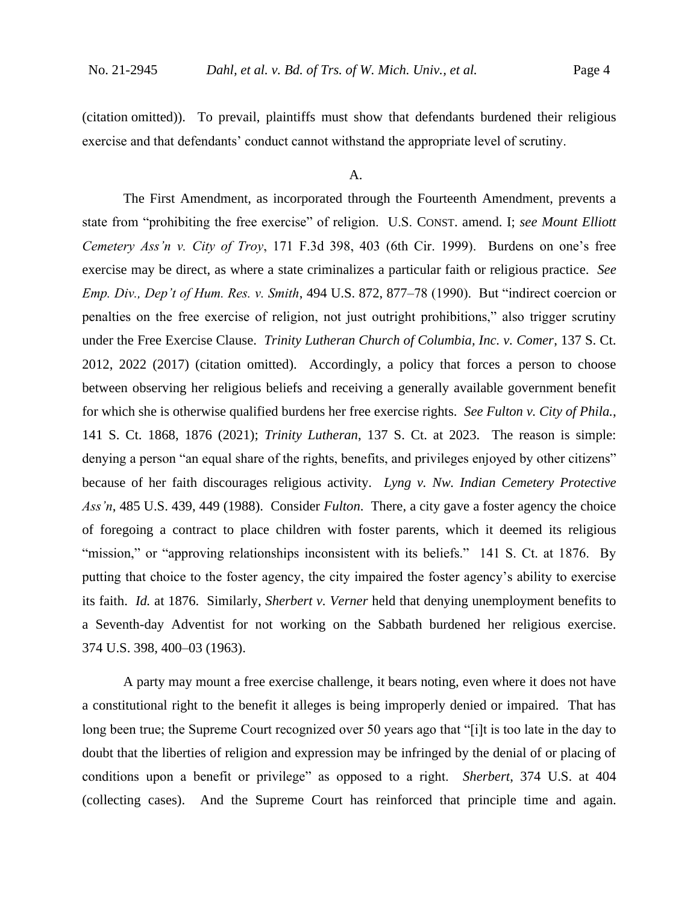(citation omitted)). To prevail, plaintiffs must show that defendants burdened their religious exercise and that defendants' conduct cannot withstand the appropriate level of scrutiny.

A.

The First Amendment, as incorporated through the Fourteenth Amendment, prevents a state from "prohibiting the free exercise" of religion. U.S. CONST. amend. I; *see Mount Elliott Cemetery Ass'n v. City of Troy*, 171 F.3d 398, 403 (6th Cir. 1999). Burdens on one's free exercise may be direct, as where a state criminalizes a particular faith or religious practice. *See Emp. Div., Dep't of Hum. Res. v. Smith*, 494 U.S. 872, 877–78 (1990). But "indirect coercion or penalties on the free exercise of religion, not just outright prohibitions," also trigger scrutiny under the Free Exercise Clause. *Trinity Lutheran Church of Columbia, Inc. v. Comer*, 137 S. Ct. 2012, 2022 (2017) (citation omitted). Accordingly, a policy that forces a person to choose between observing her religious beliefs and receiving a generally available government benefit for which she is otherwise qualified burdens her free exercise rights. *See Fulton v. City of Phila.*, 141 S. Ct. 1868, 1876 (2021); *Trinity Lutheran*, 137 S. Ct. at 2023. The reason is simple: denying a person "an equal share of the rights, benefits, and privileges enjoyed by other citizens" because of her faith discourages religious activity. *Lyng v. Nw. Indian Cemetery Protective Ass'n*, 485 U.S. 439, 449 (1988). Consider *Fulton*. There, a city gave a foster agency the choice of foregoing a contract to place children with foster parents, which it deemed its religious "mission," or "approving relationships inconsistent with its beliefs." 141 S. Ct. at 1876. By putting that choice to the foster agency, the city impaired the foster agency's ability to exercise its faith. *Id.* at 1876. Similarly, *Sherbert v. Verner* held that denying unemployment benefits to a Seventh-day Adventist for not working on the Sabbath burdened her religious exercise. 374 U.S. 398, 400–03 (1963).

A party may mount a free exercise challenge, it bears noting, even where it does not have a constitutional right to the benefit it alleges is being improperly denied or impaired. That has long been true; the Supreme Court recognized over 50 years ago that "[i]t is too late in the day to doubt that the liberties of religion and expression may be infringed by the denial of or placing of conditions upon a benefit or privilege" as opposed to a right. *Sherbert*, 374 U.S. at 404 (collecting cases). And the Supreme Court has reinforced that principle time and again.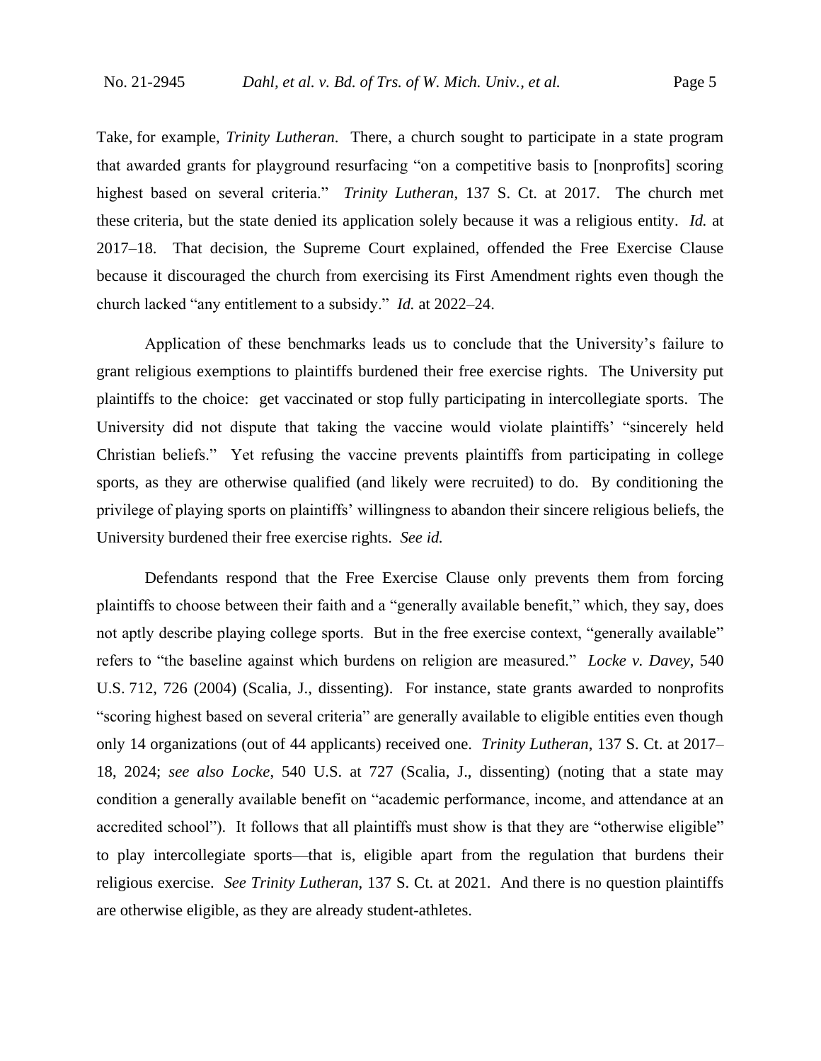Take, for example, *Trinity Lutheran*. There, a church sought to participate in a state program that awarded grants for playground resurfacing "on a competitive basis to [nonprofits] scoring highest based on several criteria." *Trinity Lutheran*, 137 S. Ct. at 2017. The church met these criteria, but the state denied its application solely because it was a religious entity. *Id.* at 2017–18. That decision, the Supreme Court explained, offended the Free Exercise Clause because it discouraged the church from exercising its First Amendment rights even though the church lacked "any entitlement to a subsidy." *Id.* at 2022–24.

Application of these benchmarks leads us to conclude that the University's failure to grant religious exemptions to plaintiffs burdened their free exercise rights. The University put plaintiffs to the choice: get vaccinated or stop fully participating in intercollegiate sports. The University did not dispute that taking the vaccine would violate plaintiffs' "sincerely held Christian beliefs." Yet refusing the vaccine prevents plaintiffs from participating in college sports, as they are otherwise qualified (and likely were recruited) to do. By conditioning the privilege of playing sports on plaintiffs' willingness to abandon their sincere religious beliefs, the University burdened their free exercise rights. *See id.*

Defendants respond that the Free Exercise Clause only prevents them from forcing plaintiffs to choose between their faith and a "generally available benefit," which, they say, does not aptly describe playing college sports. But in the free exercise context, "generally available" refers to "the baseline against which burdens on religion are measured." *Locke v. Davey*, 540 U.S. 712, 726 (2004) (Scalia, J., dissenting). For instance, state grants awarded to nonprofits "scoring highest based on several criteria" are generally available to eligible entities even though only 14 organizations (out of 44 applicants) received one. *Trinity Lutheran*, 137 S. Ct. at 2017–18, 2024; *see also Locke*, 540 U.S. at 727 (Scalia, J., dissenting) (noting that a state may condition a generally available benefit on "academic performance, income, and attendance at an accredited school"). It follows that all plaintiffs must show is that they are "otherwise eligible" to play intercollegiate sports—that is, eligible apart from the regulation that burdens their religious exercise. *See Trinity Lutheran*, 137 S. Ct. at 2021. And there is no question plaintiffs are otherwise eligible, as they are already student-athletes.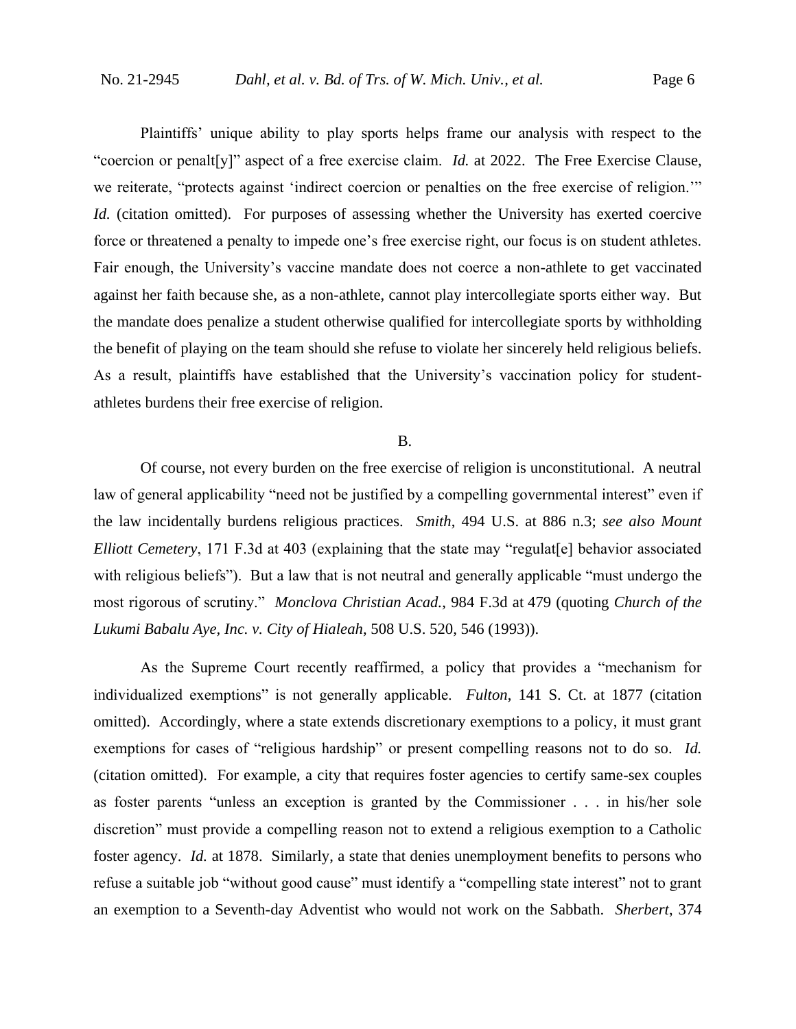Plaintiffs' unique ability to play sports helps frame our analysis with respect to the "coercion or penalt[y]" aspect of a free exercise claim. *Id.* at 2022. The Free Exercise Clause, we reiterate, "protects against 'indirect coercion or penalties on the free exercise of religion.'" *Id.* (citation omitted). For purposes of assessing whether the University has exerted coercive force or threatened a penalty to impede one's free exercise right, our focus is on student athletes. Fair enough, the University's vaccine mandate does not coerce a non-athlete to get vaccinated against her faith because she, as a non-athlete, cannot play intercollegiate sports either way. But the mandate does penalize a student otherwise qualified for intercollegiate sports by withholding the benefit of playing on the team should she refuse to violate her sincerely held religious beliefs. As a result, plaintiffs have established that the University's vaccination policy for student-athletes burdens their free exercise of religion.

### B.

Of course, not every burden on the free exercise of religion is unconstitutional. A neutral law of general applicability "need not be justified by a compelling governmental interest" even if the law incidentally burdens religious practices. *Smith*, 494 U.S. at 886 n.3; *see also Mount Elliott Cemetery*, 171 F.3d at 403 (explaining that the state may "regulat[e] behavior associated with religious beliefs"). But a law that is not neutral and generally applicable "must undergo the most rigorous of scrutiny." *Monclova Christian Acad.*, 984 F.3d at 479 (quoting *Church of the Lukumi Babalu Aye, Inc. v. City of Hialeah*, 508 U.S. 520, 546 (1993)).

As the Supreme Court recently reaffirmed, a policy that provides a "mechanism for individualized exemptions" is not generally applicable. *Fulton*, 141 S. Ct. at 1877 (citation omitted). Accordingly, where a state extends discretionary exemptions to a policy, it must grant exemptions for cases of "religious hardship" or present compelling reasons not to do so. *Id.* (citation omitted). For example, a city that requires foster agencies to certify same-sex couples as foster parents "unless an exception is granted by the Commissioner . . . in his/her sole discretion" must provide a compelling reason not to extend a religious exemption to a Catholic foster agency. *Id.* at 1878. Similarly, a state that denies unemployment benefits to persons who refuse a suitable job "without good cause" must identify a "compelling state interest" not to grant an exemption to a Seventh-day Adventist who would not work on the Sabbath. *Sherbert*, 374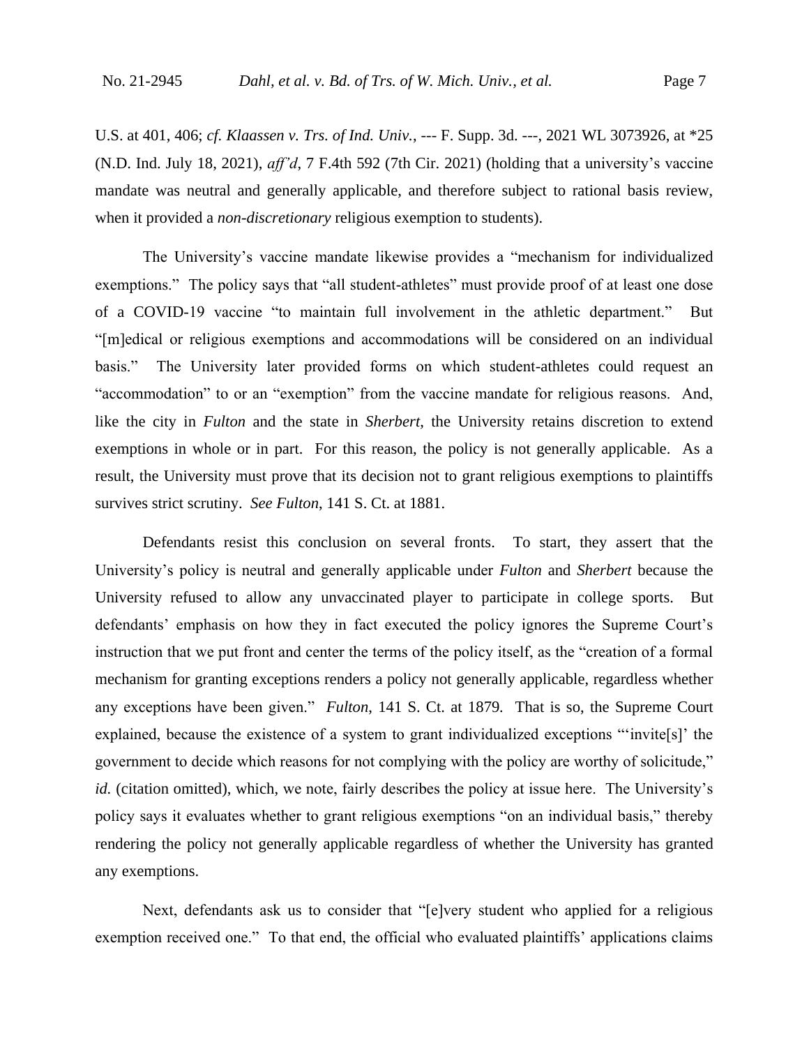U.S. at 401, 406; *cf. Klaassen v. Trs. of Ind. Univ.*, --- F. Supp. 3d. ---, 2021 WL 3073926, at *25 (N.D. Ind. July 18, 2021), *aff'd*, 7 F.4th 592 (7th Cir. 2021) (holding that a university's vaccine mandate was neutral and generally applicable, and therefore subject to rational basis review, when it provided a *non-discretionary* religious exemption to students).

The University's vaccine mandate likewise provides a "mechanism for individualized exemptions." The policy says that "all student-athletes" must provide proof of at least one dose of a COVID-19 vaccine "to maintain full involvement in the athletic department." But "[m]edical or religious exemptions and accommodations will be considered on an individual basis." The University later provided forms on which student-athletes could request an "accommodation" to or an "exemption" from the vaccine mandate for religious reasons. And, like the city in *Fulton* and the state in *Sherbert*, the University retains discretion to extend exemptions in whole or in part. For this reason, the policy is not generally applicable. As a result, the University must prove that its decision not to grant religious exemptions to plaintiffs survives strict scrutiny. *See Fulton*, 141 S. Ct. at 1881.

Defendants resist this conclusion on several fronts. To start, they assert that the University's policy is neutral and generally applicable under *Fulton* and *Sherbert* because the University refused to allow any unvaccinated player to participate in college sports. But defendants' emphasis on how they in fact executed the policy ignores the Supreme Court's instruction that we put front and center the terms of the policy itself, as the "creation of a formal mechanism for granting exceptions renders a policy not generally applicable, regardless whether any exceptions have been given." *Fulton*, 141 S. Ct. at 1879. That is so, the Supreme Court explained, because the existence of a system to grant individualized exceptions "'invite[s]' the government to decide which reasons for not complying with the policy are worthy of solicitude," *id.* (citation omitted), which, we note, fairly describes the policy at issue here. The University's policy says it evaluates whether to grant religious exemptions "on an individual basis," thereby rendering the policy not generally applicable regardless of whether the University has granted any exemptions.

Next, defendants ask us to consider that "[e]very student who applied for a religious exemption received one." To that end, the official who evaluated plaintiffs' applications claims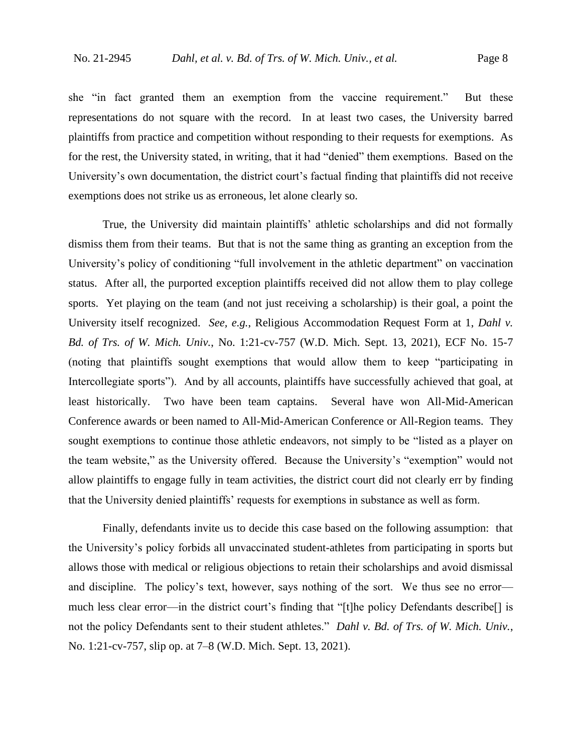she "in fact granted them an exemption from the vaccine requirement." But these representations do not square with the record. In at least two cases, the University barred plaintiffs from practice and competition without responding to their requests for exemptions. As for the rest, the University stated, in writing, that it had "denied" them exemptions. Based on the University's own documentation, the district court's factual finding that plaintiffs did not receive exemptions does not strike us as erroneous, let alone clearly so.

True, the University did maintain plaintiffs' athletic scholarships and did not formally dismiss them from their teams. But that is not the same thing as granting an exception from the University's policy of conditioning "full involvement in the athletic department" on vaccination status. After all, the purported exception plaintiffs received did not allow them to play college sports. Yet playing on the team (and not just receiving a scholarship) is their goal, a point the University itself recognized. *See, e.g.*, Religious Accommodation Request Form at 1, *Dahl v. Bd. of Trs. of W. Mich. Univ.*, No. 1:21-cv-757 (W.D. Mich. Sept. 13, 2021), ECF No. 15-7 (noting that plaintiffs sought exemptions that would allow them to keep "participating in Intercollegiate sports"). And by all accounts, plaintiffs have successfully achieved that goal, at least historically. Two have been team captains. Several have won All-Mid-American Conference awards or been named to All-Mid-American Conference or All-Region teams. They sought exemptions to continue those athletic endeavors, not simply to be "listed as a player on the team website," as the University offered. Because the University's "exemption" would not allow plaintiffs to engage fully in team activities, the district court did not clearly err by finding that the University denied plaintiffs' requests for exemptions in substance as well as form.

Finally, defendants invite us to decide this case based on the following assumption: that the University's policy forbids all unvaccinated student-athletes from participating in sports but allows those with medical or religious objections to retain their scholarships and avoid dismissal and discipline. The policy's text, however, says nothing of the sort. We thus see no error—much less clear error—in the district court's finding that "[t]he policy Defendants describe[] is not the policy Defendants sent to their student athletes." *Dahl v. Bd. of Trs. of W. Mich. Univ.*, No. 1:21-cv-757, slip op. at 7–8 (W.D. Mich. Sept. 13, 2021).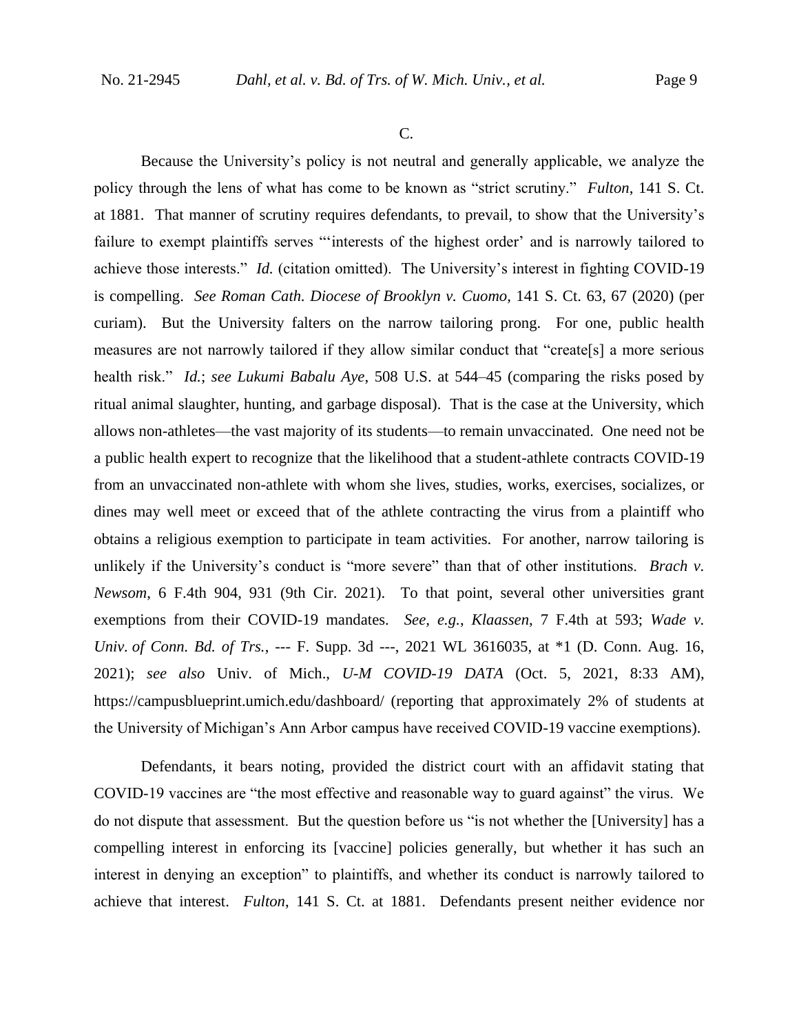C.

Because the University's policy is not neutral and generally applicable, we analyze the policy through the lens of what has come to be known as "strict scrutiny." *Fulton*, 141 S. Ct. at 1881. That manner of scrutiny requires defendants, to prevail, to show that the University's failure to exempt plaintiffs serves "'interests of the highest order' and is narrowly tailored to achieve those interests." *Id.* (citation omitted). The University's interest in fighting COVID-19 is compelling. *See Roman Cath. Diocese of Brooklyn v. Cuomo*, 141 S. Ct. 63, 67 (2020) (per curiam). But the University falters on the narrow tailoring prong. For one, public health measures are not narrowly tailored if they allow similar conduct that "create[s] a more serious health risk." *Id.*; *see Lukumi Babalu Aye*, 508 U.S. at 544–45 (comparing the risks posed by ritual animal slaughter, hunting, and garbage disposal). That is the case at the University, which allows non-athletes—the vast majority of its students—to remain unvaccinated. One need not be a public health expert to recognize that the likelihood that a student-athlete contracts COVID-19 from an unvaccinated non-athlete with whom she lives, studies, works, exercises, socializes, or dines may well meet or exceed that of the athlete contracting the virus from a plaintiff who obtains a religious exemption to participate in team activities. For another, narrow tailoring is unlikely if the University's conduct is "more severe" than that of other institutions. *Brach v. Newsom*, 6 F.4th 904, 931 (9th Cir. 2021). To that point, several other universities grant exemptions from their COVID-19 mandates. *See, e.g.*, *Klaassen*, 7 F.4th at 593; *Wade v. Univ. of Conn. Bd. of Trs.*, --- F. Supp. 3d ---, 2021 WL 3616035, at *1 (D. Conn. Aug. 16, 2021); *see also* Univ. of Mich., *U-M COVID-19 DATA* (Oct. 5, 2021, 8:33 AM), https://campusblueprint.umich.edu/dashboard/ (reporting that approximately 2% of students at the University of Michigan's Ann Arbor campus have received COVID-19 vaccine exemptions).

Defendants, it bears noting, provided the district court with an affidavit stating that COVID-19 vaccines are "the most effective and reasonable way to guard against" the virus. We do not dispute that assessment. But the question before us "is not whether the [University] has a compelling interest in enforcing its [vaccine] policies generally, but whether it has such an interest in denying an exception" to plaintiffs, and whether its conduct is narrowly tailored to achieve that interest. *Fulton*, 141 S. Ct. at 1881. Defendants present neither evidence nor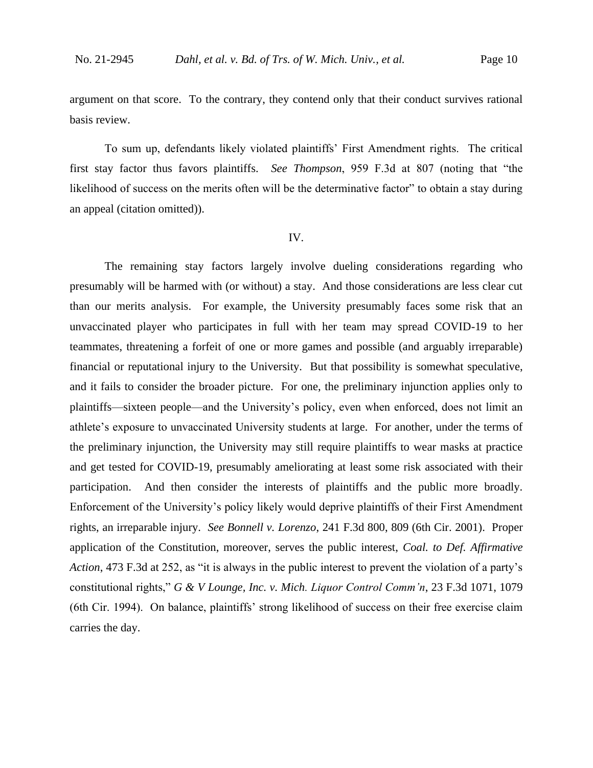argument on that score. To the contrary, they contend only that their conduct survives rational basis review.

To sum up, defendants likely violated plaintiffs' First Amendment rights. The critical first stay factor thus favors plaintiffs. *See Thompson*, 959 F.3d at 807 (noting that "the likelihood of success on the merits often will be the determinative factor" to obtain a stay during an appeal (citation omitted)).

## IV.

The remaining stay factors largely involve dueling considerations regarding who presumably will be harmed with (or without) a stay. And those considerations are less clear cut than our merits analysis. For example, the University presumably faces some risk that an unvaccinated player who participates in full with her team may spread COVID-19 to her teammates, threatening a forfeit of one or more games and possible (and arguably irreparable) financial or reputational injury to the University. But that possibility is somewhat speculative, and it fails to consider the broader picture. For one, the preliminary injunction applies only to plaintiffs—sixteen people—and the University's policy, even when enforced, does not limit an athlete's exposure to unvaccinated University students at large. For another, under the terms of the preliminary injunction, the University may still require plaintiffs to wear masks at practice and get tested for COVID-19, presumably ameliorating at least some risk associated with their participation. And then consider the interests of plaintiffs and the public more broadly. Enforcement of the University's policy likely would deprive plaintiffs of their First Amendment rights, an irreparable injury. *See Bonnell v. Lorenzo*, 241 F.3d 800, 809 (6th Cir. 2001). Proper application of the Constitution, moreover, serves the public interest, *Coal. to Def. Affirmative Action*, 473 F.3d at 252, as "it is always in the public interest to prevent the violation of a party's constitutional rights," *G & V Lounge, Inc. v. Mich. Liquor Control Comm'n*, 23 F.3d 1071, 1079 (6th Cir. 1994). On balance, plaintiffs' strong likelihood of success on their free exercise claim carries the day.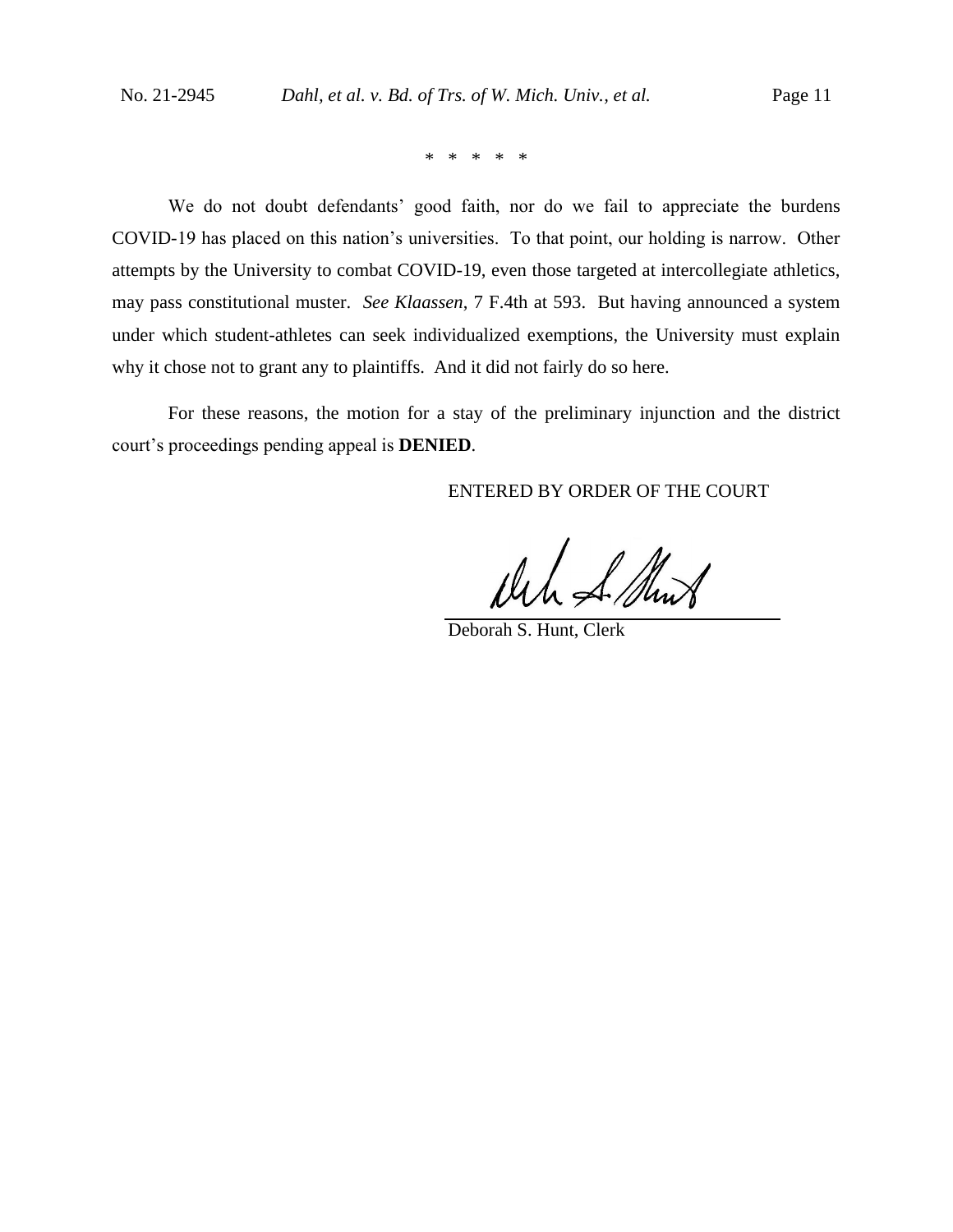\* \* \* \* \*

We do not doubt defendants' good faith, nor do we fail to appreciate the burdens COVID-19 has placed on this nation's universities. To that point, our holding is narrow. Other attempts by the University to combat COVID-19, even those targeted at intercollegiate athletics, may pass constitutional muster. *See Klaassen*, 7 F.4th at 593. But having announced a system under which student-athletes can seek individualized exemptions, the University must explain why it chose not to grant any to plaintiffs. And it did not fairly do so here.

For these reasons, the motion for a stay of the preliminary injunction and the district court's proceedings pending appeal is **DENIED**.

ENTERED BY ORDER OF THE COURT

Deborah S. Hunt, Clerk